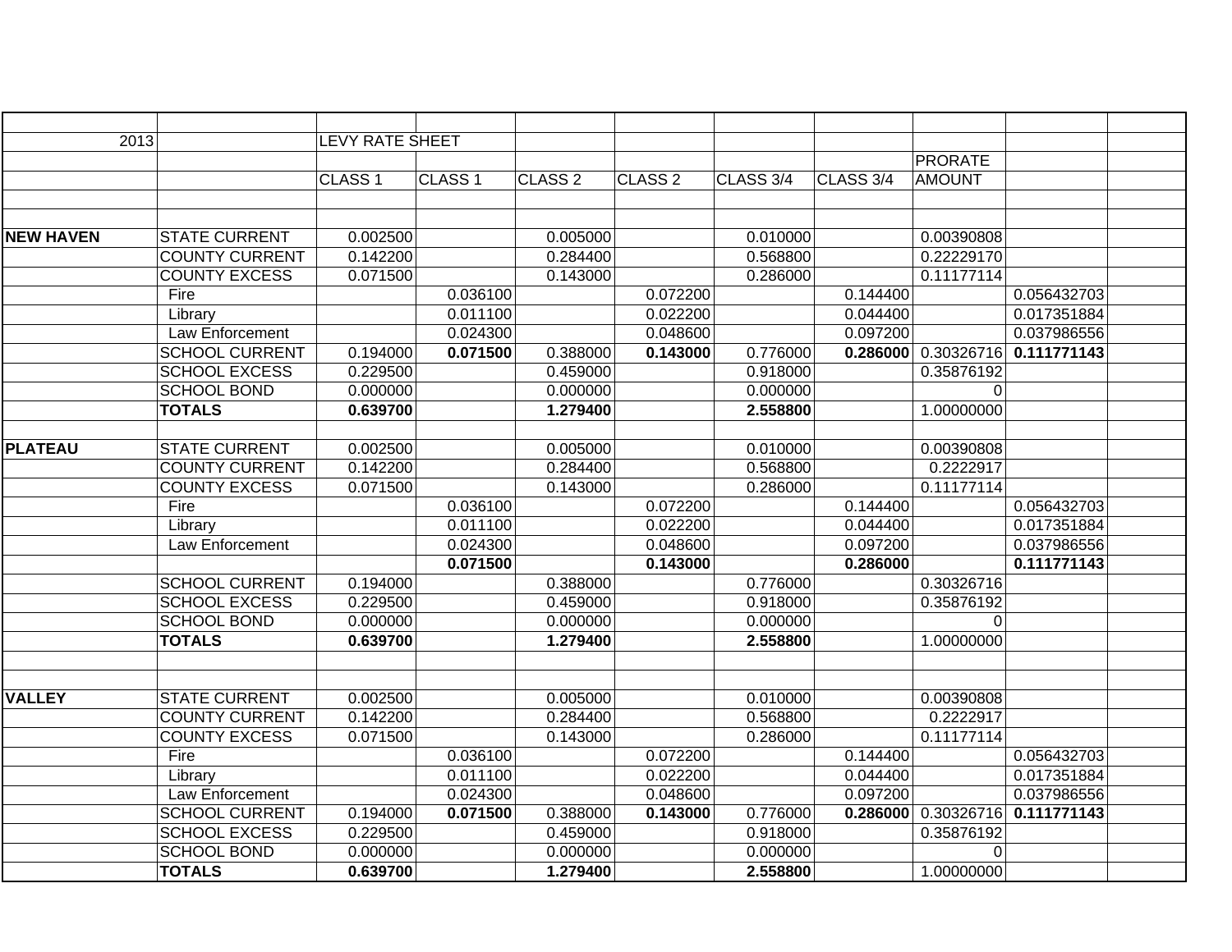| | | | | | | | | | | |
|---|---|---|---|---|---|---|---|---|---|---|
| 2013 | | LEVY RATE SHEET | | | | | | | | |
| | | | | | | | | PRORATE | | |
| | | CLASS 1 | CLASS 1 | CLASS 2 | CLASS 2 | CLASS 3/4 | CLASS 3/4 | AMOUNT | | |
| | | | | | | | | | | |
| | | | | | | | | | | |
| **NEW HAVEN** | STATE CURRENT | 0.002500 | | 0.005000 | | 0.010000 | | 0.00390808 | | |
| | COUNTY CURRENT | 0.142200 | | 0.284400 | | 0.568800 | | 0.22229170 | | |
| | COUNTY EXCESS | 0.071500 | | 0.143000 | | 0.286000 | | 0.11177114 | | |
| | Fire | | 0.036100 | | 0.072200 | | 0.144400 | | 0.056432703 | |
| | Library | | 0.011100 | | 0.022200 | | 0.044400 | | 0.017351884 | |
| | Law Enforcement | | 0.024300 | | 0.048600 | | 0.097200 | | 0.037986556 | |
| | SCHOOL CURRENT | 0.194000 | **0.071500** | 0.388000 | **0.143000** | 0.776000 | **0.286000** | 0.30326716 | **0.111771143** | |
| | SCHOOL EXCESS | 0.229500 | | 0.459000 | | 0.918000 | | 0.35876192 | | |
| | SCHOOL BOND | 0.000000 | | 0.000000 | | 0.000000 | | 0 | | |
| | **TOTALS** | **0.639700** | | **1.279400** | | **2.558800** | | 1.00000000 | | |
| | | | | | | | | | | |
| **PLATEAU** | STATE CURRENT | 0.002500 | | 0.005000 | | 0.010000 | | 0.00390808 | | |
| | COUNTY CURRENT | 0.142200 | | 0.284400 | | 0.568800 | | 0.2222917 | | |
| | COUNTY EXCESS | 0.071500 | | 0.143000 | | 0.286000 | | 0.11177114 | | |
| | Fire | | 0.036100 | | 0.072200 | | 0.144400 | | 0.056432703 | |
| | Library | | 0.011100 | | 0.022200 | | 0.044400 | | 0.017351884 | |
| | Law Enforcement | | 0.024300 | | 0.048600 | | 0.097200 | | 0.037986556 | |
| | | | **0.071500** | | **0.143000** | | **0.286000** | | **0.111771143** | |
| | SCHOOL CURRENT | 0.194000 | | 0.388000 | | 0.776000 | | 0.30326716 | | |
| | SCHOOL EXCESS | 0.229500 | | 0.459000 | | 0.918000 | | 0.35876192 | | |
| | SCHOOL BOND | 0.000000 | | 0.000000 | | 0.000000 | | 0 | | |
| | **TOTALS** | **0.639700** | | **1.279400** | | **2.558800** | | 1.00000000 | | |
| | | | | | | | | | | |
| | | | | | | | | | | |
| **VALLEY** | STATE CURRENT | 0.002500 | | 0.005000 | | 0.010000 | | 0.00390808 | | |
| | COUNTY CURRENT | 0.142200 | | 0.284400 | | 0.568800 | | 0.2222917 | | |
| | COUNTY EXCESS | 0.071500 | | 0.143000 | | 0.286000 | | 0.11177114 | | |
| | Fire | | 0.036100 | | 0.072200 | | 0.144400 | | 0.056432703 | |
| | Library | | 0.011100 | | 0.022200 | | 0.044400 | | 0.017351884 | |
| | Law Enforcement | | 0.024300 | | 0.048600 | | 0.097200 | | 0.037986556 | |
| | SCHOOL CURRENT | 0.194000 | **0.071500** | 0.388000 | **0.143000** | 0.776000 | **0.286000** | 0.30326716 | **0.111771143** | |
| | SCHOOL EXCESS | 0.229500 | | 0.459000 | | 0.918000 | | 0.35876192 | | |
| | SCHOOL BOND | 0.000000 | | 0.000000 | | 0.000000 | | 0 | | |
| | **TOTALS** | **0.639700** | | **1.279400** | | **2.558800** | | 1.00000000 | | |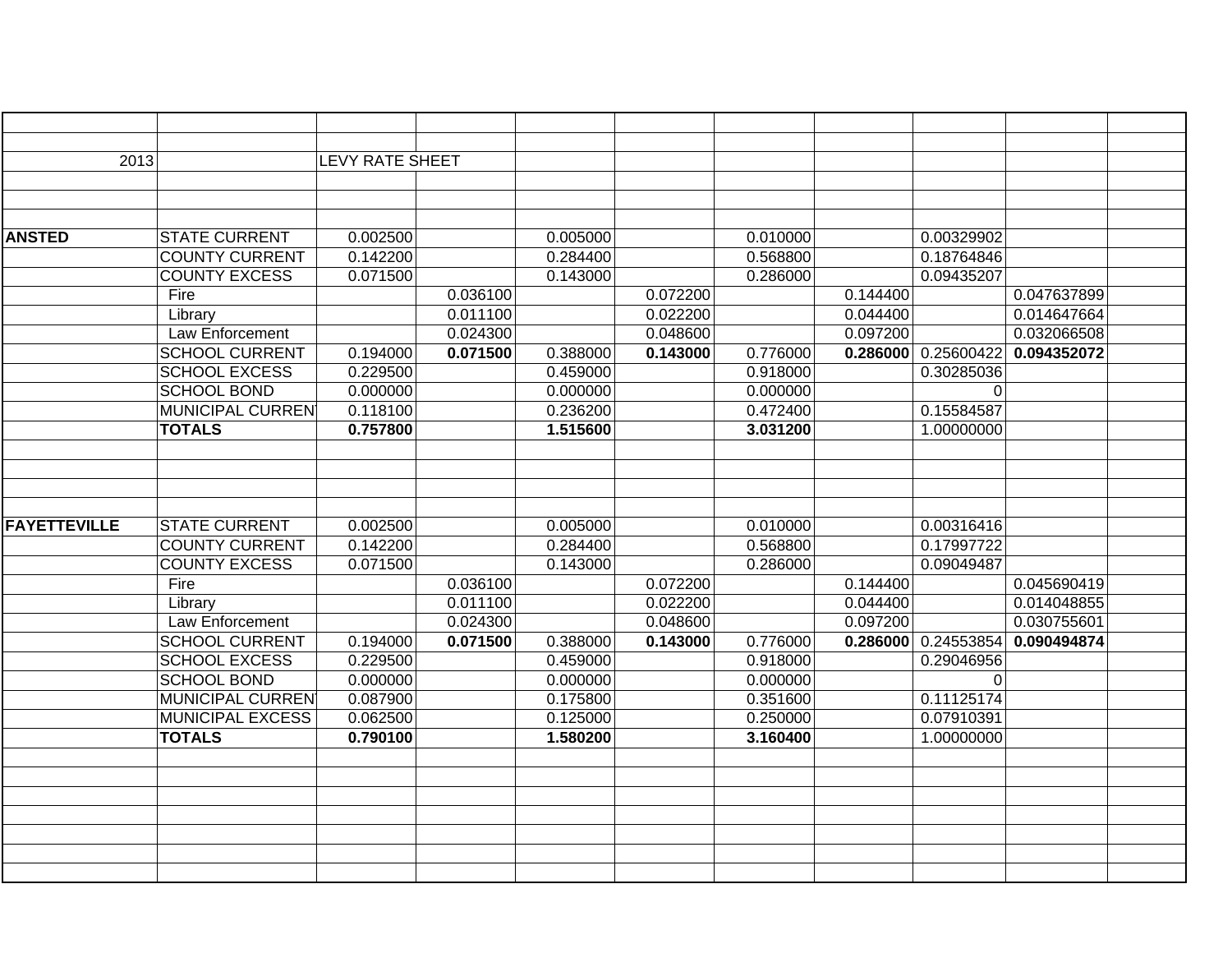| | | | | | | | | | | |
|---|---|---|---|---|---|---|---|---|---|---|
| 2013 | | LEVY RATE SHEET | | | | | | | | |
| | | | | | | | | | | |
| **ANSTED** | STATE CURRENT | 0.002500 | | 0.005000 | | 0.010000 | | 0.00329902 | | |
| | COUNTY CURRENT | 0.142200 | | 0.284400 | | 0.568800 | | 0.18764846 | | |
| | COUNTY EXCESS | 0.071500 | | 0.143000 | | 0.286000 | | 0.09435207 | | |
| | Fire | | 0.036100 | | 0.072200 | | 0.144400 | | 0.047637899 | |
| | Library | | 0.011100 | | 0.022200 | | 0.044400 | | 0.014647664 | |
| | Law Enforcement | | 0.024300 | | 0.048600 | | 0.097200 | | 0.032066508 | |
| | SCHOOL CURRENT | 0.194000 | **0.071500** | 0.388000 | **0.143000** | 0.776000 | **0.286000** | 0.25600422 | **0.094352072** | |
| | SCHOOL EXCESS | 0.229500 | | 0.459000 | | 0.918000 | | 0.30285036 | | |
| | SCHOOL BOND | 0.000000 | | 0.000000 | | 0.000000 | | 0 | | |
| | MUNICIPAL CURRENT | 0.118100 | | 0.236200 | | 0.472400 | | 0.15584587 | | |
| | **TOTALS** | **0.757800** | | **1.515600** | | **3.031200** | | 1.00000000 | | |
| | | | | | | | | | | |
| **FAYETTEVILLE** | STATE CURRENT | 0.002500 | | 0.005000 | | 0.010000 | | 0.00316416 | | |
| | COUNTY CURRENT | 0.142200 | | 0.284400 | | 0.568800 | | 0.17997722 | | |
| | COUNTY EXCESS | 0.071500 | | 0.143000 | | 0.286000 | | 0.09049487 | | |
| | Fire | | 0.036100 | | 0.072200 | | 0.144400 | | 0.045690419 | |
| | Library | | 0.011100 | | 0.022200 | | 0.044400 | | 0.014048855 | |
| | Law Enforcement | | 0.024300 | | 0.048600 | | 0.097200 | | 0.030755601 | |
| | SCHOOL CURRENT | 0.194000 | **0.071500** | 0.388000 | **0.143000** | 0.776000 | **0.286000** | 0.24553854 | **0.090494874** | |
| | SCHOOL EXCESS | 0.229500 | | 0.459000 | | 0.918000 | | 0.29046956 | | |
| | SCHOOL BOND | 0.000000 | | 0.000000 | | 0.000000 | | 0 | | |
| | MUNICIPAL CURRENT | 0.087900 | | 0.175800 | | 0.351600 | | 0.11125174 | | |
| | MUNICIPAL EXCESS | 0.062500 | | 0.125000 | | 0.250000 | | 0.07910391 | | |
| | **TOTALS** | **0.790100** | | **1.580200** | | **3.160400** | | 1.00000000 | | |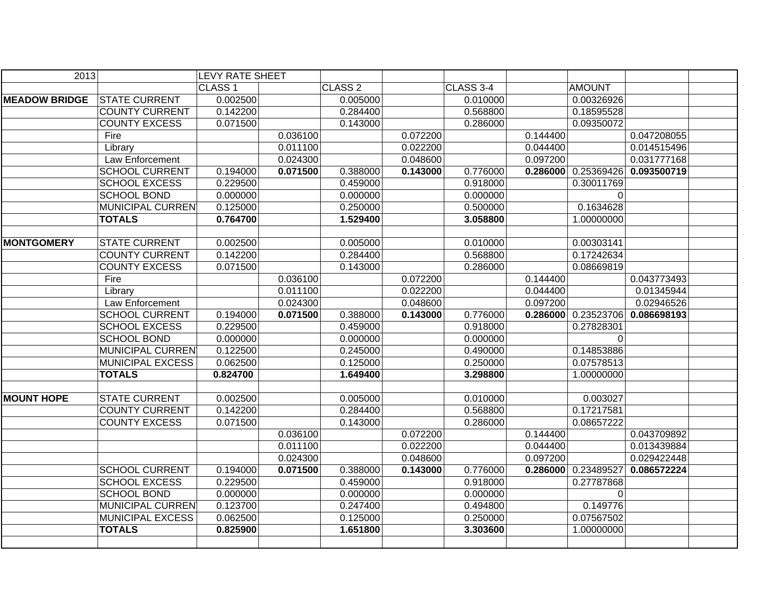| 2013 | | LEVY RATE SHEET | | | | | | | | |
|---|---|---|---|---|---|---|---|---|---|---|
| | | CLASS 1 | | CLASS 2 | | CLASS 3-4 | | AMOUNT | | |
| **MEADOW BRIDGE** | STATE CURRENT | 0.002500 | | 0.005000 | | 0.010000 | | 0.00326926 | | |
| | COUNTY CURRENT | 0.142200 | | 0.284400 | | 0.568800 | | 0.18595528 | | |
| | COUNTY EXCESS | 0.071500 | | 0.143000 | | 0.286000 | | 0.09350072 | | |
| | Fire | | 0.036100 | | 0.072200 | | 0.144400 | | 0.047208055 | |
| | Library | | 0.011100 | | 0.022200 | | 0.044400 | | 0.014515496 | |
| | Law Enforcement | | 0.024300 | | 0.048600 | | 0.097200 | | 0.031777168 | |
| | SCHOOL CURRENT | 0.194000 | **0.071500** | 0.388000 | **0.143000** | 0.776000 | **0.286000** | 0.25369426 | **0.093500719** | |
| | SCHOOL EXCESS | 0.229500 | | 0.459000 | | 0.918000 | | 0.30011769 | | |
| | SCHOOL BOND | 0.000000 | | 0.000000 | | 0.000000 | | 0 | | |
| | MUNICIPAL CURRENT | 0.125000 | | 0.250000 | | 0.500000 | | 0.1634628 | | |
| | **TOTALS** | **0.764700** | | **1.529400** | | **3.058800** | | 1.00000000 | | |
| | | | | | | | | | | |
| **MONTGOMERY** | STATE CURRENT | 0.002500 | | 0.005000 | | 0.010000 | | 0.00303141 | | |
| | COUNTY CURRENT | 0.142200 | | 0.284400 | | 0.568800 | | 0.17242634 | | |
| | COUNTY EXCESS | 0.071500 | | 0.143000 | | 0.286000 | | 0.08669819 | | |
| | Fire | | 0.036100 | | 0.072200 | | 0.144400 | | 0.043773493 | |
| | Library | | 0.011100 | | 0.022200 | | 0.044400 | | 0.01345944 | |
| | Law Enforcement | | 0.024300 | | 0.048600 | | 0.097200 | | 0.02946526 | |
| | SCHOOL CURRENT | 0.194000 | **0.071500** | 0.388000 | **0.143000** | 0.776000 | **0.286000** | 0.23523706 | **0.086698193** | |
| | SCHOOL EXCESS | 0.229500 | | 0.459000 | | 0.918000 | | 0.27828301 | | |
| | SCHOOL BOND | 0.000000 | | 0.000000 | | 0.000000 | | 0 | | |
| | MUNICIPAL CURRENT | 0.122500 | | 0.245000 | | 0.490000 | | 0.14853886 | | |
| | MUNICIPAL EXCESS | 0.062500 | | 0.125000 | | 0.250000 | | 0.07578513 | | |
| | **TOTALS** | **0.824700** | | **1.649400** | | **3.298800** | | 1.00000000 | | |
| | | | | | | | | | | |
| **MOUNT HOPE** | STATE CURRENT | 0.002500 | | 0.005000 | | 0.010000 | | 0.003027 | | |
| | COUNTY CURRENT | 0.142200 | | 0.284400 | | 0.568800 | | 0.17217581 | | |
| | COUNTY EXCESS | 0.071500 | | 0.143000 | | 0.286000 | | 0.08657222 | | |
| | | | 0.036100 | | 0.072200 | | 0.144400 | | 0.043709892 | |
| | | | 0.011100 | | 0.022200 | | 0.044400 | | 0.013439884 | |
| | | | 0.024300 | | 0.048600 | | 0.097200 | | 0.029422448 | |
| | SCHOOL CURRENT | 0.194000 | **0.071500** | 0.388000 | **0.143000** | 0.776000 | **0.286000** | 0.23489527 | **0.086572224** | |
| | SCHOOL EXCESS | 0.229500 | | 0.459000 | | 0.918000 | | 0.27787868 | | |
| | SCHOOL BOND | 0.000000 | | 0.000000 | | 0.000000 | | 0 | | |
| | MUNICIPAL CURRENT | 0.123700 | | 0.247400 | | 0.494800 | | 0.149776 | | |
| | MUNICIPAL EXCESS | 0.062500 | | 0.125000 | | 0.250000 | | 0.07567502 | | |
| | **TOTALS** | **0.825900** | | **1.651800** | | **3.303600** | | 1.00000000 | | |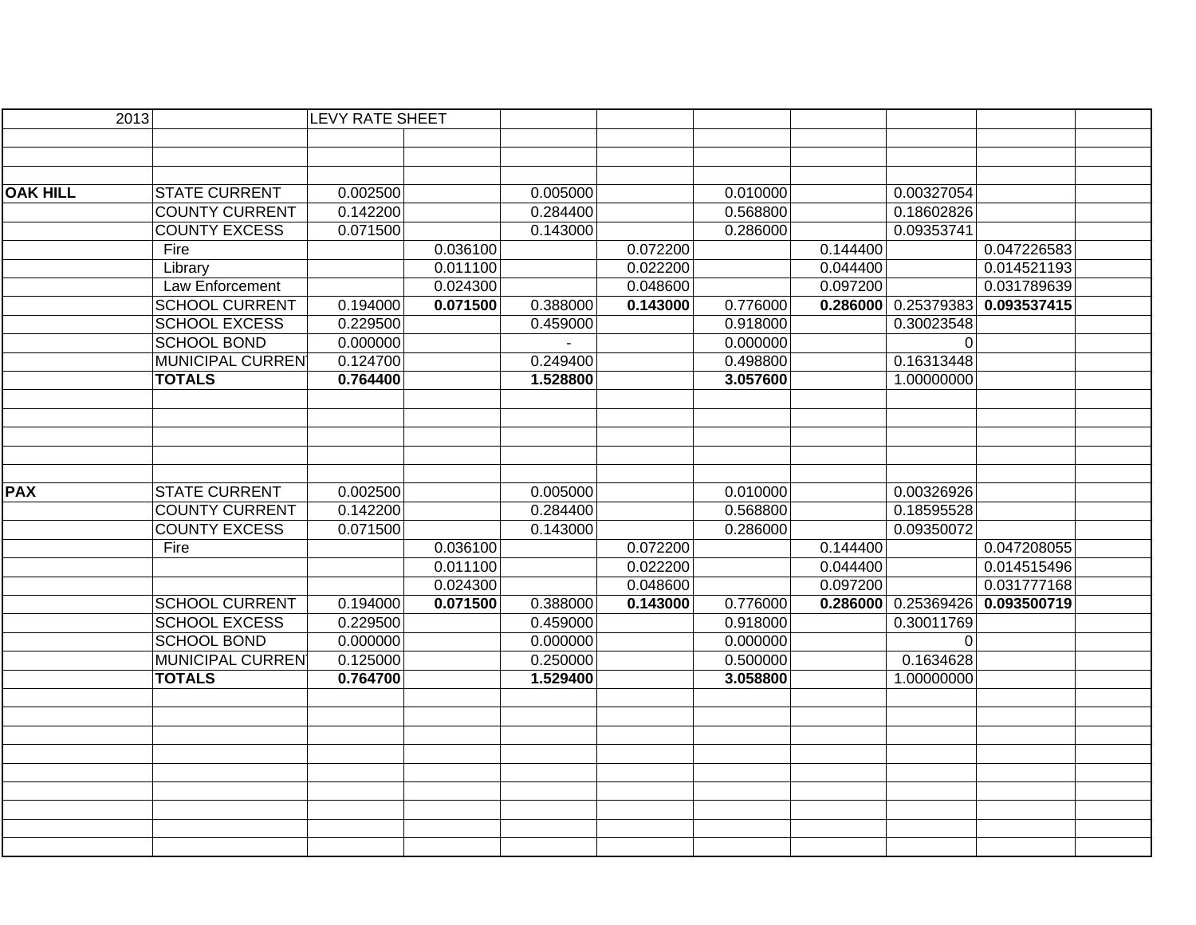| 2013 | | LEVY RATE SHEET | | | | | | | | |
|---|---|---|---|---|---|---|---|---|---|---|
| | | | | | | | | | | |
| | | | | | | | | | | |
| | | | | | | | | | | |
| **OAK HILL** | STATE CURRENT | 0.002500 | | 0.005000 | | 0.010000 | | 0.00327054 | | |
| | COUNTY CURRENT | 0.142200 | | 0.284400 | | 0.568800 | | 0.18602826 | | |
| | COUNTY EXCESS | 0.071500 | | 0.143000 | | 0.286000 | | 0.09353741 | | |
| | Fire | | 0.036100 | | 0.072200 | | 0.144400 | | 0.047226583 | |
| | Library | | 0.011100 | | 0.022200 | | 0.044400 | | 0.014521193 | |
| | Law Enforcement | | 0.024300 | | 0.048600 | | 0.097200 | | 0.031789639 | |
| | SCHOOL CURRENT | 0.194000 | **0.071500** | 0.388000 | **0.143000** | 0.776000 | **0.286000** | 0.25379383 | **0.093537415** | |
| | SCHOOL EXCESS | 0.229500 | | 0.459000 | | 0.918000 | | 0.30023548 | | |
| | SCHOOL BOND | 0.000000 | | - | | 0.000000 | | 0 | | |
| | MUNICIPAL CURRENT | 0.124700 | | 0.249400 | | 0.498800 | | 0.16313448 | | |
| | **TOTALS** | **0.764400** | | **1.528800** | | **3.057600** | | 1.00000000 | | |
| | | | | | | | | | | |
| | | | | | | | | | | |
| | | | | | | | | | | |
| | | | | | | | | | | |
| | | | | | | | | | | |
| **PAX** | STATE CURRENT | 0.002500 | | 0.005000 | | 0.010000 | | 0.00326926 | | |
| | COUNTY CURRENT | 0.142200 | | 0.284400 | | 0.568800 | | 0.18595528 | | |
| | COUNTY EXCESS | 0.071500 | | 0.143000 | | 0.286000 | | 0.09350072 | | |
| | Fire | | 0.036100 | | 0.072200 | | 0.144400 | | 0.047208055 | |
| | | | 0.011100 | | 0.022200 | | 0.044400 | | 0.014515496 | |
| | | | 0.024300 | | 0.048600 | | 0.097200 | | 0.031777168 | |
| | SCHOOL CURRENT | 0.194000 | **0.071500** | 0.388000 | **0.143000** | 0.776000 | **0.286000** | 0.25369426 | **0.093500719** | |
| | SCHOOL EXCESS | 0.229500 | | 0.459000 | | 0.918000 | | 0.30011769 | | |
| | SCHOOL BOND | 0.000000 | | 0.000000 | | 0.000000 | | 0 | | |
| | MUNICIPAL CURRENT | 0.125000 | | 0.250000 | | 0.500000 | | 0.1634628 | | |
| | **TOTALS** | **0.764700** | | **1.529400** | | **3.058800** | | 1.00000000 | | |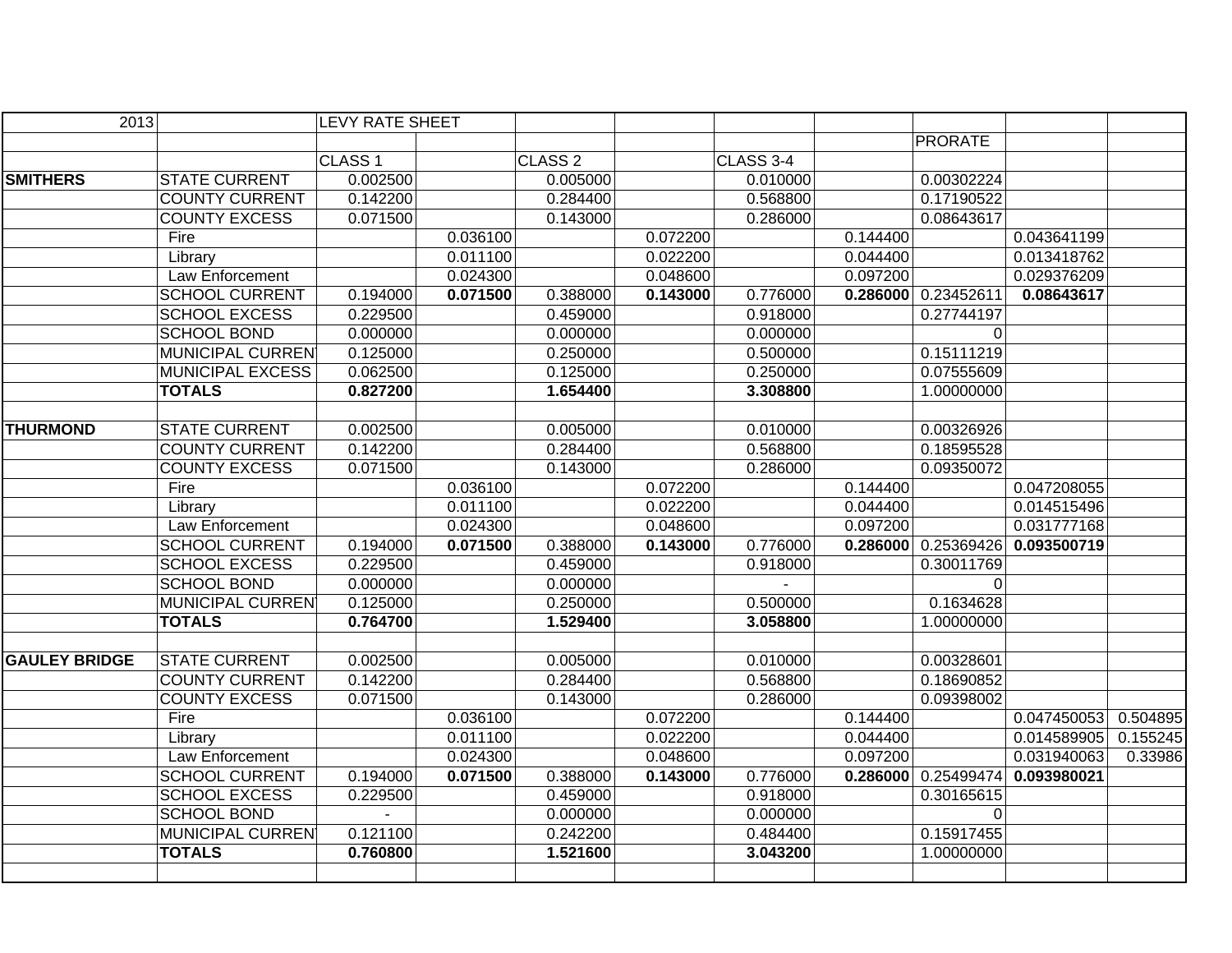| | | | | | | | | | | |
|---|---|---|---|---|---|---|---|---|---|---|
| 2013 | | LEVY RATE SHEET | | | | | | | | |
| | | | | | | | | PRORATE | | |
| | | CLASS 1 | | CLASS 2 | | CLASS 3-4 | | | | |
| **SMITHERS** | STATE CURRENT | 0.002500 | | 0.005000 | | 0.010000 | | 0.00302224 | | |
| | COUNTY CURRENT | 0.142200 | | 0.284400 | | 0.568800 | | 0.17190522 | | |
| | COUNTY EXCESS | 0.071500 | | 0.143000 | | 0.286000 | | 0.08643617 | | |
| | Fire | | 0.036100 | | 0.072200 | | 0.144400 | | 0.043641199 | |
| | Library | | 0.011100 | | 0.022200 | | 0.044400 | | 0.013418762 | |
| | Law Enforcement | | 0.024300 | | 0.048600 | | 0.097200 | | 0.029376209 | |
| | SCHOOL CURRENT | 0.194000 | **0.071500** | 0.388000 | **0.143000** | 0.776000 | **0.286000** | 0.23452611 | **0.08643617** | |
| | SCHOOL EXCESS | 0.229500 | | 0.459000 | | 0.918000 | | 0.27744197 | | |
| | SCHOOL BOND | 0.000000 | | 0.000000 | | 0.000000 | | 0 | | |
| | MUNICIPAL CURREN | 0.125000 | | 0.250000 | | 0.500000 | | 0.15111219 | | |
| | MUNICIPAL EXCESS | 0.062500 | | 0.125000 | | 0.250000 | | 0.07555609 | | |
| | **TOTALS** | **0.827200** | | **1.654400** | | **3.308800** | | 1.00000000 | | |
| | | | | | | | | | | |
| **THURMOND** | STATE CURRENT | 0.002500 | | 0.005000 | | 0.010000 | | 0.00326926 | | |
| | COUNTY CURRENT | 0.142200 | | 0.284400 | | 0.568800 | | 0.18595528 | | |
| | COUNTY EXCESS | 0.071500 | | 0.143000 | | 0.286000 | | 0.09350072 | | |
| | Fire | | 0.036100 | | 0.072200 | | 0.144400 | | 0.047208055 | |
| | Library | | 0.011100 | | 0.022200 | | 0.044400 | | 0.014515496 | |
| | Law Enforcement | | 0.024300 | | 0.048600 | | 0.097200 | | 0.031777168 | |
| | SCHOOL CURRENT | 0.194000 | **0.071500** | 0.388000 | **0.143000** | 0.776000 | **0.286000** | 0.25369426 | **0.093500719** | |
| | SCHOOL EXCESS | 0.229500 | | 0.459000 | | 0.918000 | | 0.30011769 | | |
| | SCHOOL BOND | 0.000000 | | 0.000000 | | - | | 0 | | |
| | MUNICIPAL CURREN | 0.125000 | | 0.250000 | | 0.500000 | | 0.1634628 | | |
| | **TOTALS** | **0.764700** | | **1.529400** | | **3.058800** | | 1.00000000 | | |
| | | | | | | | | | | |
| **GAULEY BRIDGE** | STATE CURRENT | 0.002500 | | 0.005000 | | 0.010000 | | 0.00328601 | | |
| | COUNTY CURRENT | 0.142200 | | 0.284400 | | 0.568800 | | 0.18690852 | | |
| | COUNTY EXCESS | 0.071500 | | 0.143000 | | 0.286000 | | 0.09398002 | | |
| | Fire | | 0.036100 | | 0.072200 | | 0.144400 | | 0.047450053 | 0.504895 |
| | Library | | 0.011100 | | 0.022200 | | 0.044400 | | 0.014589905 | 0.155245 |
| | Law Enforcement | | 0.024300 | | 0.048600 | | 0.097200 | | 0.031940063 | 0.33986 |
| | SCHOOL CURRENT | 0.194000 | **0.071500** | 0.388000 | **0.143000** | 0.776000 | **0.286000** | 0.25499474 | **0.093980021** | |
| | SCHOOL EXCESS | 0.229500 | | 0.459000 | | 0.918000 | | 0.30165615 | | |
| | SCHOOL BOND | - | | 0.000000 | | 0.000000 | | 0 | | |
| | MUNICIPAL CURREN | 0.121100 | | 0.242200 | | 0.484400 | | 0.15917455 | | |
| | **TOTALS** | **0.760800** | | **1.521600** | | **3.043200** | | 1.00000000 | | |